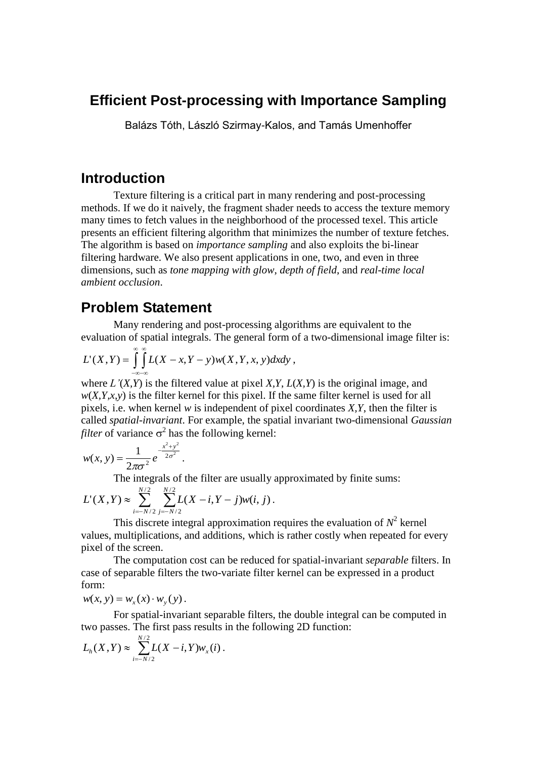# Efficient Post-processing with Importance Sampling

Balázs Tóth, László Szirmay-Kalos, and Tamás Umenhoffer

## Introduction

Texture filtering is a critical part in many rendering and post-processing methods. If we do it naively, the fragment shader needs to access the texture memory many times to fetch values in the neighborhood of the processed texel. This article presents an efficient filtering algorithm that minimizes the number of texture fetches. The algorithm is based on *importance sampling* and also exploits the bi-linear filtering hardware. We also present applications in one, two, and even in three dimensions, such as *tone mapping with glow*, *depth of field*, and *real-time local ambient occlusion*.

## Problem Statement

Many rendering and post-processing algorithms are equivalent to the evaluation of spatial integrals. The general form of a two-dimensional image filter is:

$$L'(X,Y) = \int_{-\infty}^{\infty}\int_{-\infty}^{\infty} L(X-x, Y-y)\, w(X,Y,x,y)\, dx dy\,,$$

where $L'(X,Y)$ is the filtered value at pixel $X,Y$, $L(X,Y)$ is the original image, and $w(X,Y,x,y)$ is the filter kernel for this pixel. If the same filter kernel is used for all pixels, i.e. when kernel $w$ is independent of pixel coordinates $X,Y$, then the filter is called *spatial-invariant*. For example, the spatial invariant two-dimensional *Gaussian filter* of variance $\sigma^2$ has the following kernel:

$$w(x,y) = \frac{1}{2\pi\sigma^2} e^{-\frac{x^2+y^2}{2\sigma^2}}\,.$$

The integrals of the filter are usually approximated by finite sums:

$$L'(X,Y) \approx \sum_{i=-N/2}^{N/2} \sum_{j=-N/2}^{N/2} L(X-i, Y-j)\, w(i,j)\,.$$

This discrete integral approximation requires the evaluation of $N^2$ kernel values, multiplications, and additions, which is rather costly when repeated for every pixel of the screen.

The computation cost can be reduced for spatial-invariant *separable* filters. In case of separable filters the two-variate filter kernel can be expressed in a product form:

$$w(x,y) = w_x(x) \cdot w_y(y)\,.$$

For spatial-invariant separable filters, the double integral can be computed in two passes. The first pass results in the following 2D function:

$$L_h(X,Y) \approx \sum_{i=-N/2}^{N/2} L(X-i, Y)\, w_x(i)\,.$$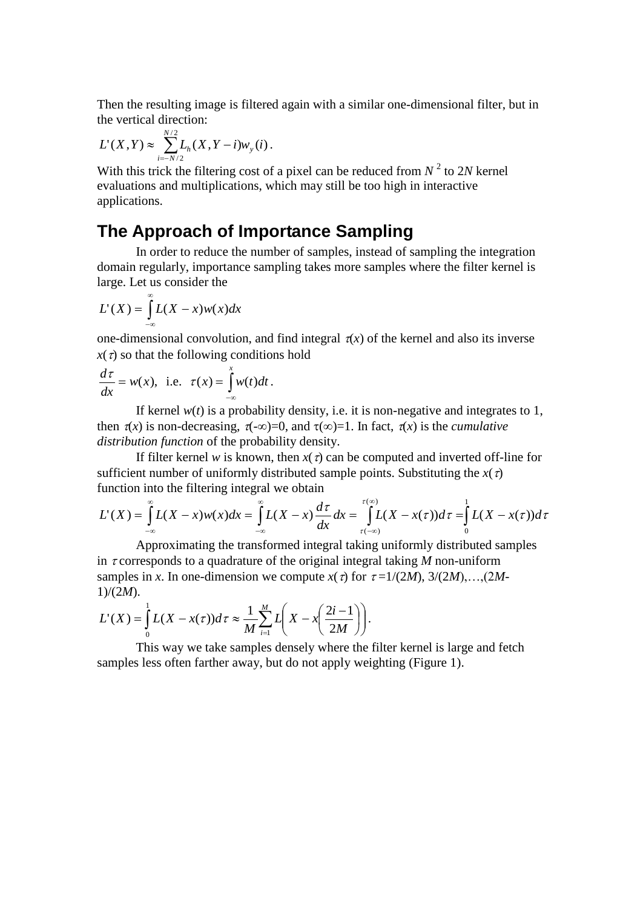Then the resulting image is filtered again with a similar one-dimensional filter, but in the vertical direction:

$$L'(X,Y) \approx \sum_{i=-N/2}^{N/2} L_h(X, Y-i) w_y(i).$$

With this trick the filtering cost of a pixel can be reduced from $N^2$ to $2N$ kernel evaluations and multiplications, which may still be too high in interactive applications.

## The Approach of Importance Sampling

In order to reduce the number of samples, instead of sampling the integration domain regularly, importance sampling takes more samples where the filter kernel is large. Let us consider the

$$L'(X) = \int_{-\infty}^{\infty} L(X-x) w(x) dx$$

one-dimensional convolution, and find integral $\tau(x)$ of the kernel and also its inverse $x(\tau)$ so that the following conditions hold

$$\frac{d\tau}{dx} = w(x), \text{ i.e. } \tau(x) = \int_{-\infty}^{x} w(t) dt.$$

If kernel $w(t)$ is a probability density, i.e. it is non-negative and integrates to 1, then $\tau(x)$ is non-decreasing, $\tau(-\infty)=0$, and $\tau(\infty)=1$. In fact, $\tau(x)$ is the *cumulative distribution function* of the probability density.

If filter kernel $w$ is known, then $x(\tau)$ can be computed and inverted off-line for sufficient number of uniformly distributed sample points. Substituting the $x(\tau)$ function into the filtering integral we obtain

$$L'(X) = \int_{-\infty}^{\infty} L(X-x) w(x) dx = \int_{-\infty}^{\infty} L(X-x) \frac{d\tau}{dx} dx = \int_{\tau(-\infty)}^{\tau(\infty)} L(X - x(\tau)) d\tau = \int_{0}^{1} L(X - x(\tau)) d\tau$$

Approximating the transformed integral taking uniformly distributed samples in $\tau$ corresponds to a quadrature of the original integral taking $M$ non-uniform samples in $x$. In one-dimension we compute $x(\tau)$ for $\tau = 1/(2M), 3/(2M), \ldots, (2M-1)/(2M)$.

$$L'(X) = \int_{0}^{1} L(X - x(\tau)) d\tau \approx \frac{1}{M} \sum_{i=1}^{M} L\left(X - x\left(\frac{2i-1}{2M}\right)\right).$$

This way we take samples densely where the filter kernel is large and fetch samples less often farther away, but do not apply weighting (Figure 1).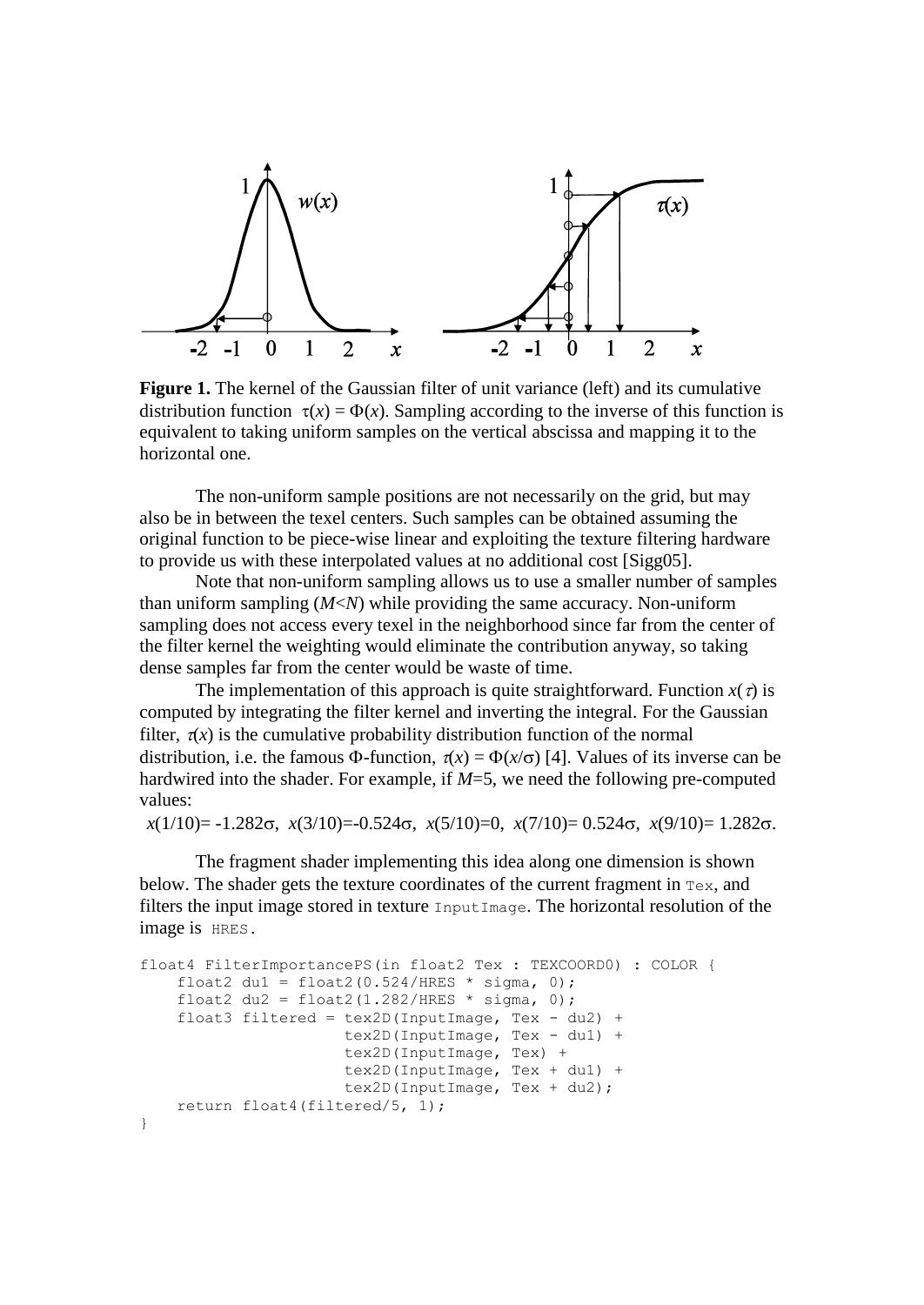**Figure 1.** The kernel of the Gaussian filter of unit variance (left) and its cumulative distribution function $\tau(x) = \Phi(x)$. Sampling according to the inverse of this function is equivalent to taking uniform samples on the vertical abscissa and mapping it to the horizontal one.

The non-uniform sample positions are not necessarily on the grid, but may also be in between the texel centers. Such samples can be obtained assuming the original function to be piece-wise linear and exploiting the texture filtering hardware to provide us with these interpolated values at no additional cost [Sigg05].

Note that non-uniform sampling allows us to use a smaller number of samples than uniform sampling ($M<N$) while providing the same accuracy. Non-uniform sampling does not access every texel in the neighborhood since far from the center of the filter kernel the weighting would eliminate the contribution anyway, so taking dense samples far from the center would be waste of time.

The implementation of this approach is quite straightforward. Function $x(\tau)$ is computed by integrating the filter kernel and inverting the integral. For the Gaussian filter, $\tau(x)$ is the cumulative probability distribution function of the normal distribution, i.e. the famous $\Phi$-function, $\tau(x) = \Phi(x/\sigma)$ [4]. Values of its inverse can be hardwired into the shader. For example, if $M$=5, we need the following pre-computed values:

$x(1/10)= -1.282\sigma$, $x(3/10)=-0.524\sigma$, $x(5/10)=0$, $x(7/10)= 0.524\sigma$, $x(9/10)= 1.282\sigma$.

The fragment shader implementing this idea along one dimension is shown below. The shader gets the texture coordinates of the current fragment in `Tex`, and filters the input image stored in texture `InputImage`. The horizontal resolution of the image is `HRES`.

```
float4 FilterImportancePS(in float2 Tex : TEXCOORD0) : COLOR {
    float2 du1 = float2(0.524/HRES * sigma, 0);
    float2 du2 = float2(1.282/HRES * sigma, 0);
    float3 filtered = tex2D(InputImage, Tex - du2) +
                      tex2D(InputImage, Tex - du1) +
                      tex2D(InputImage, Tex) +
                      tex2D(InputImage, Tex + du1) +
                      tex2D(InputImage, Tex + du2);
    return float4(filtered/5, 1);
}
```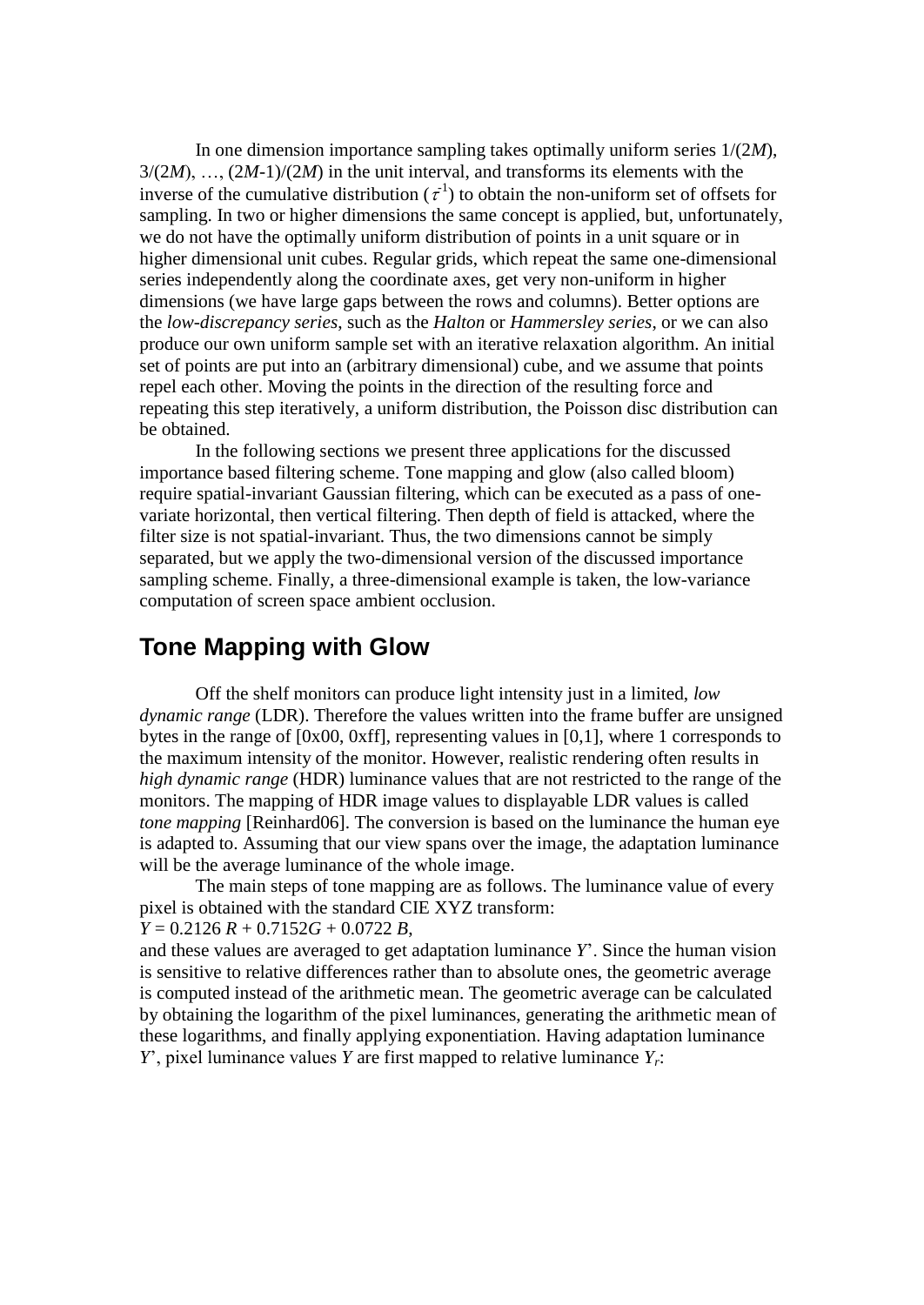In one dimension importance sampling takes optimally uniform series $1/(2M)$, $3/(2M)$, …, $(2M-1)/(2M)$ in the unit interval, and transforms its elements with the inverse of the cumulative distribution ($\tau^{-1}$) to obtain the non-uniform set of offsets for sampling. In two or higher dimensions the same concept is applied, but, unfortunately, we do not have the optimally uniform distribution of points in a unit square or in higher dimensional unit cubes. Regular grids, which repeat the same one-dimensional series independently along the coordinate axes, get very non-uniform in higher dimensions (we have large gaps between the rows and columns). Better options are the *low-discrepancy series*, such as the *Halton* or *Hammersley series*, or we can also produce our own uniform sample set with an iterative relaxation algorithm. An initial set of points are put into an (arbitrary dimensional) cube, and we assume that points repel each other. Moving the points in the direction of the resulting force and repeating this step iteratively, a uniform distribution, the Poisson disc distribution can be obtained.

In the following sections we present three applications for the discussed importance based filtering scheme. Tone mapping and glow (also called bloom) require spatial-invariant Gaussian filtering, which can be executed as a pass of one-variate horizontal, then vertical filtering. Then depth of field is attacked, where the filter size is not spatial-invariant. Thus, the two dimensions cannot be simply separated, but we apply the two-dimensional version of the discussed importance sampling scheme. Finally, a three-dimensional example is taken, the low-variance computation of screen space ambient occlusion.

## Tone Mapping with Glow

Off the shelf monitors can produce light intensity just in a limited, *low dynamic range* (LDR). Therefore the values written into the frame buffer are unsigned bytes in the range of [0x00, 0xff], representing values in [0,1], where 1 corresponds to the maximum intensity of the monitor. However, realistic rendering often results in *high dynamic range* (HDR) luminance values that are not restricted to the range of the monitors. The mapping of HDR image values to displayable LDR values is called *tone mapping* [Reinhard06]. The conversion is based on the luminance the human eye is adapted to. Assuming that our view spans over the image, the adaptation luminance will be the average luminance of the whole image.

The main steps of tone mapping are as follows. The luminance value of every pixel is obtained with the standard CIE XYZ transform:

$Y = 0.2126\,R + 0.7152G + 0.0722\,B$,

and these values are averaged to get adaptation luminance $Y'$. Since the human vision is sensitive to relative differences rather than to absolute ones, the geometric average is computed instead of the arithmetic mean. The geometric average can be calculated by obtaining the logarithm of the pixel luminances, generating the arithmetic mean of these logarithms, and finally applying exponentiation. Having adaptation luminance $Y'$, pixel luminance values $Y$ are first mapped to relative luminance $Y_r$: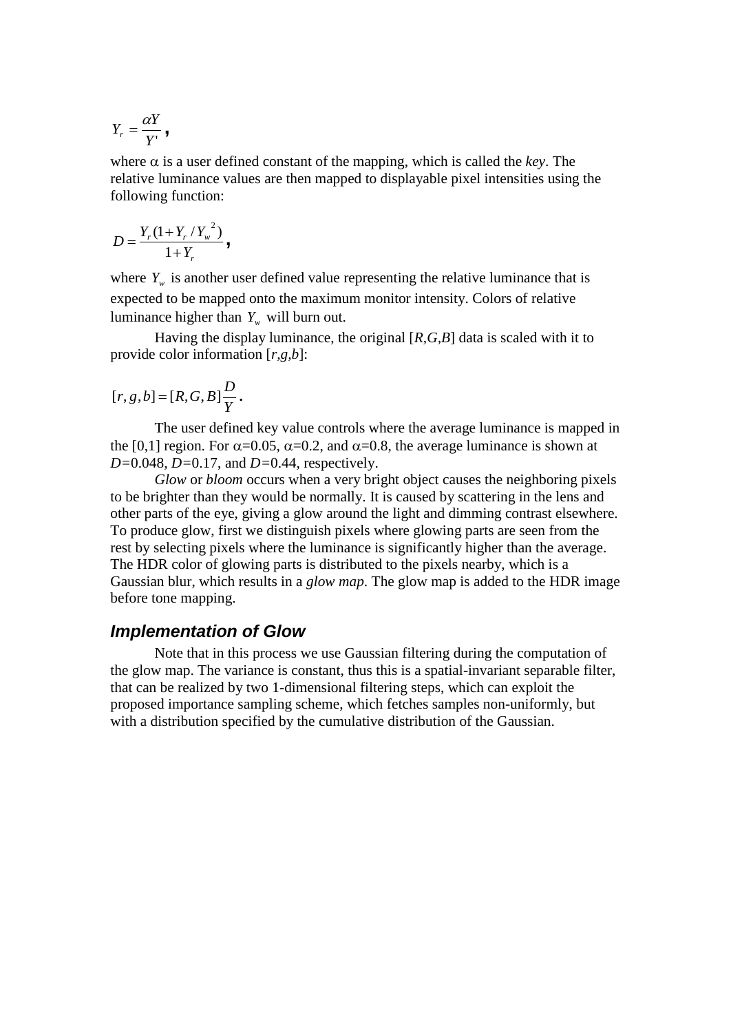$$Y_r = \frac{\alpha Y}{Y'},$$

where $\alpha$ is a user defined constant of the mapping, which is called the *key*. The relative luminance values are then mapped to displayable pixel intensities using the following function:

$$D = \frac{Y_r(1 + Y_r / Y_w{}^2)}{1 + Y_r},$$

where $Y_w$ is another user defined value representing the relative luminance that is expected to be mapped onto the maximum monitor intensity. Colors of relative luminance higher than $Y_w$ will burn out.

Having the display luminance, the original $[R,G,B]$ data is scaled with it to provide color information $[r,g,b]$:

$$[r, g, b] = [R, G, B]\frac{D}{Y}.$$

The user defined key value controls where the average luminance is mapped in the [0,1] region. For $\alpha$=0.05, $\alpha$=0.2, and $\alpha$=0.8, the average luminance is shown at $D$=0.048, $D$=0.17, and $D$=0.44, respectively.

*Glow* or *bloom* occurs when a very bright object causes the neighboring pixels to be brighter than they would be normally. It is caused by scattering in the lens and other parts of the eye, giving a glow around the light and dimming contrast elsewhere. To produce glow, first we distinguish pixels where glowing parts are seen from the rest by selecting pixels where the luminance is significantly higher than the average. The HDR color of glowing parts is distributed to the pixels nearby, which is a Gaussian blur, which results in a *glow map*. The glow map is added to the HDR image before tone mapping.

### *Implementation of Glow*

Note that in this process we use Gaussian filtering during the computation of the glow map. The variance is constant, thus this is a spatial-invariant separable filter, that can be realized by two 1-dimensional filtering steps, which can exploit the proposed importance sampling scheme, which fetches samples non-uniformly, but with a distribution specified by the cumulative distribution of the Gaussian.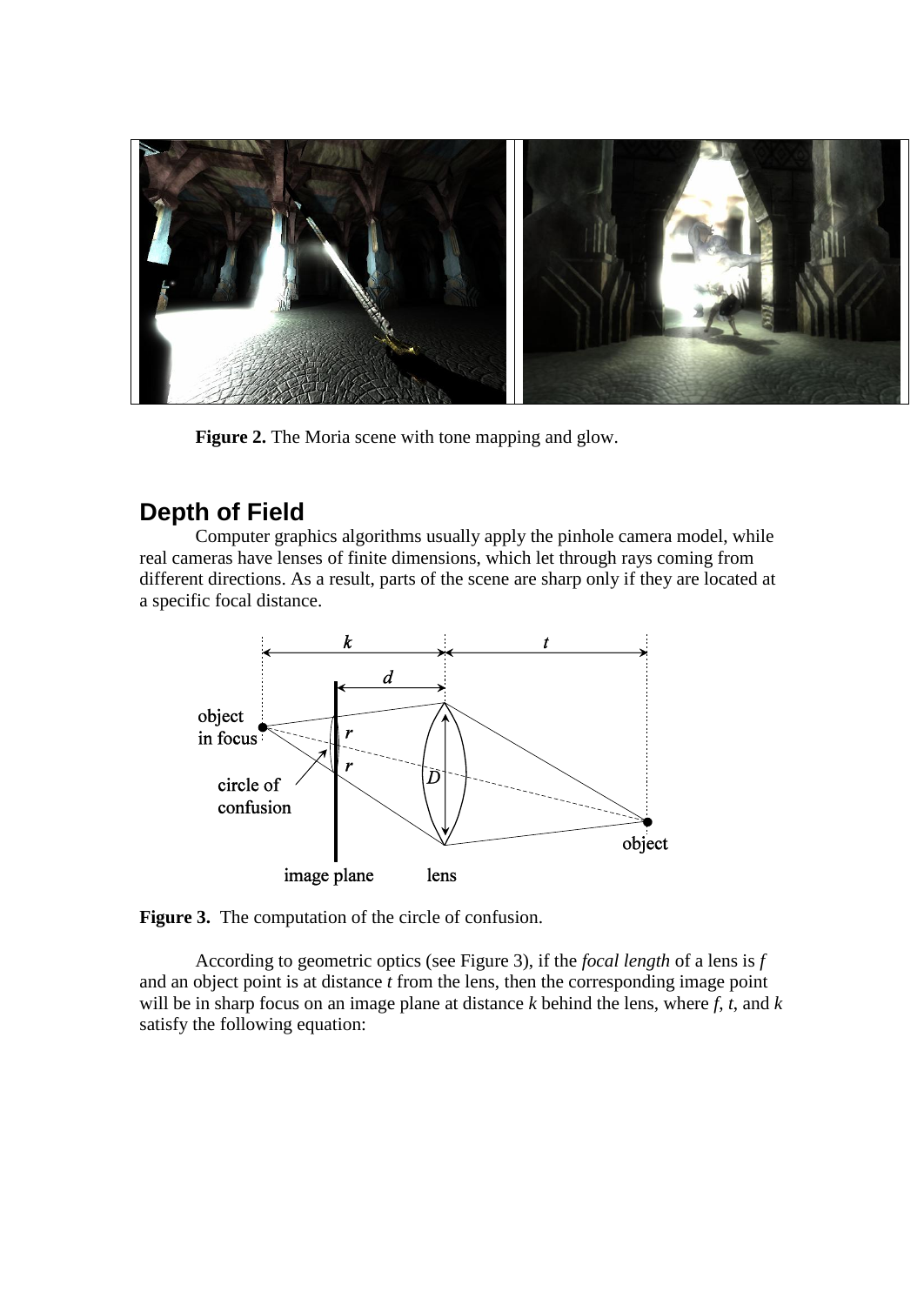**Figure 2.** The Moria scene with tone mapping and glow.

## Depth of Field

Computer graphics algorithms usually apply the pinhole camera model, while real cameras have lenses of finite dimensions, which let through rays coming from different directions. As a result, parts of the scene are sharp only if they are located at a specific focal distance.

**Figure 3.** The computation of the circle of confusion.

According to geometric optics (see Figure 3), if the *focal length* of a lens is $f$ and an object point is at distance $t$ from the lens, then the corresponding image point will be in sharp focus on an image plane at distance $k$ behind the lens, where $f$, $t$, and $k$ satisfy the following equation: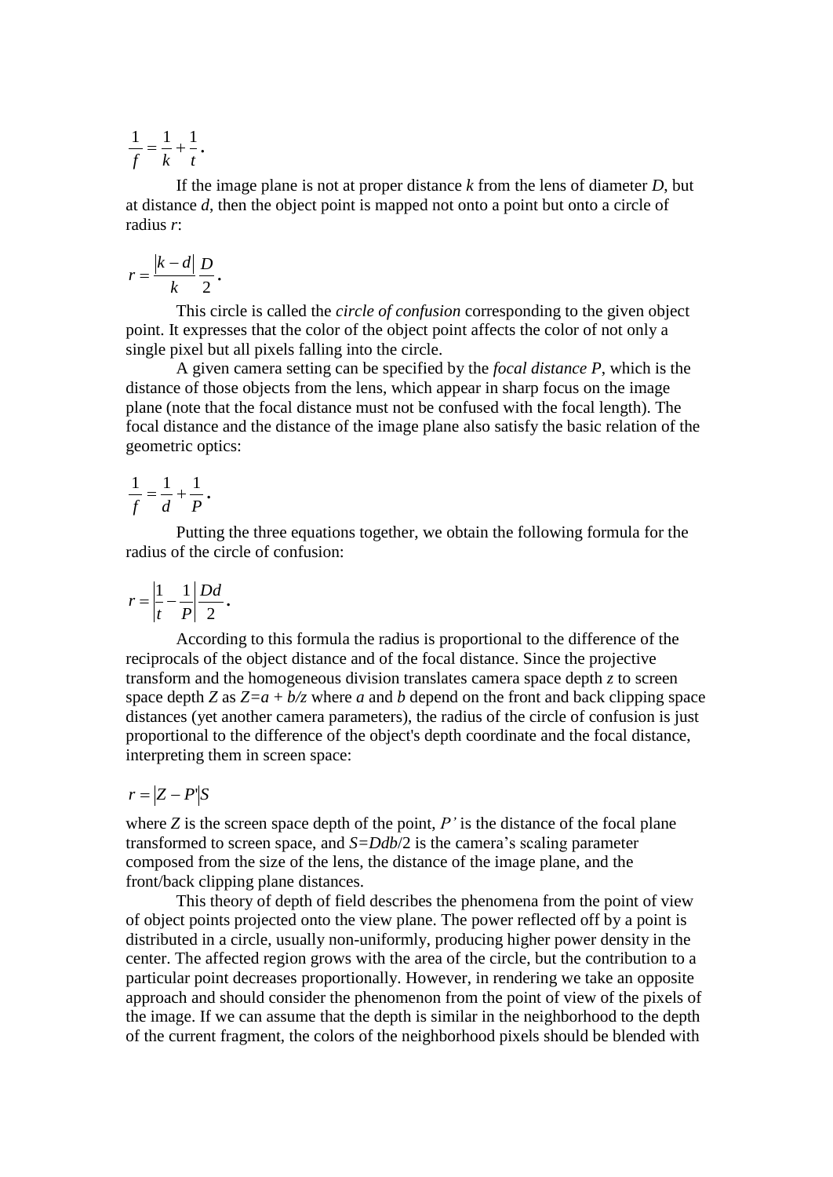$$\frac{1}{f} = \frac{1}{k} + \frac{1}{t}.$$

If the image plane is not at proper distance *k* from the lens of diameter *D*, but at distance *d*, then the object point is mapped not onto a point but onto a circle of radius *r*:

$$r = \frac{|k-d|}{k}\frac{D}{2}.$$

This circle is called the *circle of confusion* corresponding to the given object point. It expresses that the color of the object point affects the color of not only a single pixel but all pixels falling into the circle.

A given camera setting can be specified by the *focal distance P*, which is the distance of those objects from the lens, which appear in sharp focus on the image plane (note that the focal distance must not be confused with the focal length). The focal distance and the distance of the image plane also satisfy the basic relation of the geometric optics:

$$\frac{1}{f} = \frac{1}{d} + \frac{1}{P}.$$

Putting the three equations together, we obtain the following formula for the radius of the circle of confusion:

$$r = \left|\frac{1}{t} - \frac{1}{P}\right|\frac{Dd}{2}.$$

According to this formula the radius is proportional to the difference of the reciprocals of the object distance and of the focal distance. Since the projective transform and the homogeneous division translates camera space depth *z* to screen space depth *Z* as $Z=a + b/z$ where *a* and *b* depend on the front and back clipping space distances (yet another camera parameters), the radius of the circle of confusion is just proportional to the difference of the object's depth coordinate and the focal distance, interpreting them in screen space:

$$r = |Z - P'|S$$

where *Z* is the screen space depth of the point, *P'* is the distance of the focal plane transformed to screen space, and $S=Ddb/2$ is the camera's scaling parameter composed from the size of the lens, the distance of the image plane, and the front/back clipping plane distances.

This theory of depth of field describes the phenomena from the point of view of object points projected onto the view plane. The power reflected off by a point is distributed in a circle, usually non-uniformly, producing higher power density in the center. The affected region grows with the area of the circle, but the contribution to a particular point decreases proportionally. However, in rendering we take an opposite approach and should consider the phenomenon from the point of view of the pixels of the image. If we can assume that the depth is similar in the neighborhood to the depth of the current fragment, the colors of the neighborhood pixels should be blended with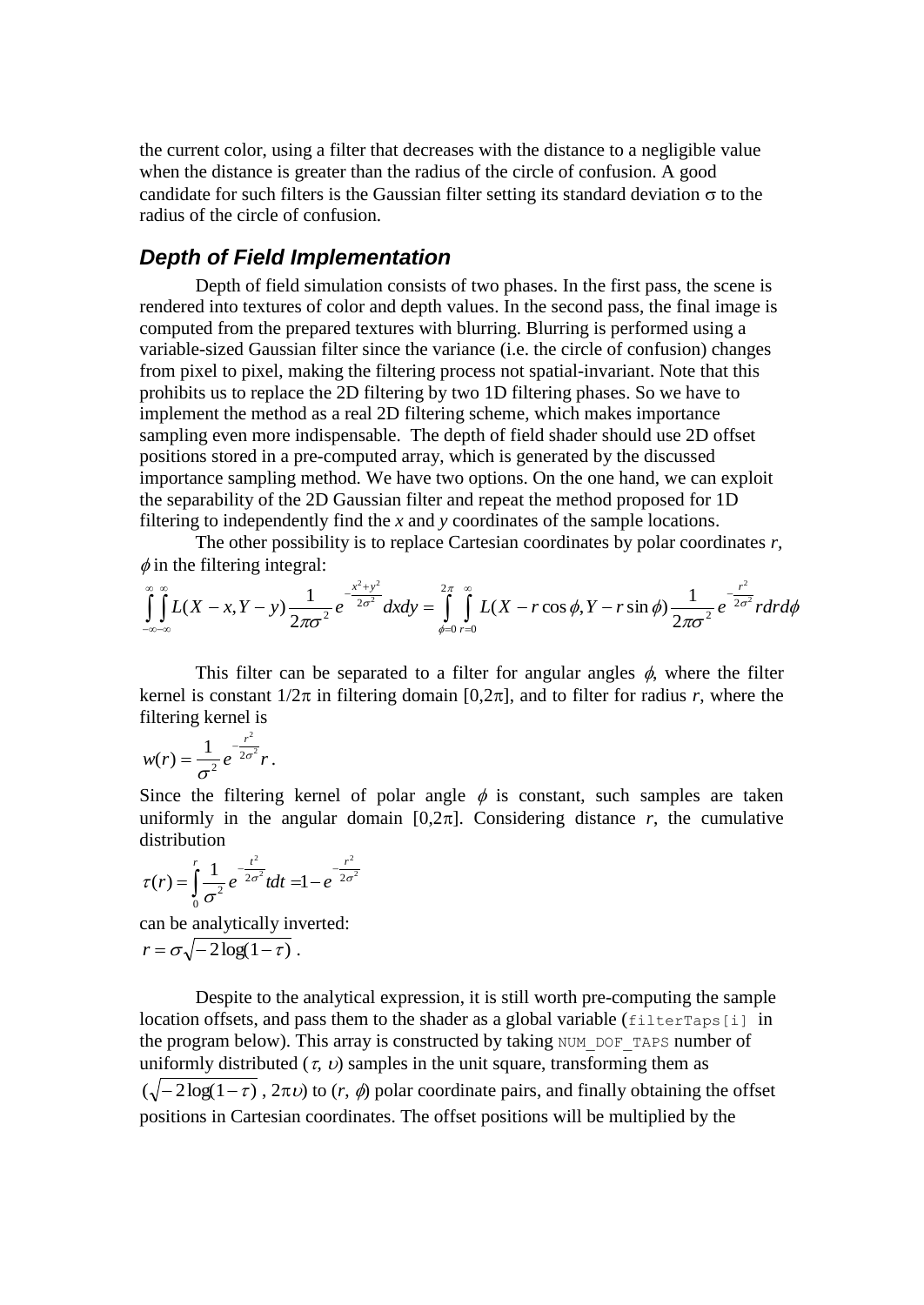the current color, using a filter that decreases with the distance to a negligible value when the distance is greater than the radius of the circle of confusion. A good candidate for such filters is the Gaussian filter setting its standard deviation $\sigma$ to the radius of the circle of confusion.

## *Depth of Field Implementation*

Depth of field simulation consists of two phases. In the first pass, the scene is rendered into textures of color and depth values. In the second pass, the final image is computed from the prepared textures with blurring. Blurring is performed using a variable-sized Gaussian filter since the variance (i.e. the circle of confusion) changes from pixel to pixel, making the filtering process not spatial-invariant. Note that this prohibits us to replace the 2D filtering by two 1D filtering phases. So we have to implement the method as a real 2D filtering scheme, which makes importance sampling even more indispensable. The depth of field shader should use 2D offset positions stored in a pre-computed array, which is generated by the discussed importance sampling method. We have two options. On the one hand, we can exploit the separability of the 2D Gaussian filter and repeat the method proposed for 1D filtering to independently find the *x* and *y* coordinates of the sample locations.

The other possibility is to replace Cartesian coordinates by polar coordinates $r$, $\phi$ in the filtering integral:

$$\int_{-\infty}^{\infty}\int_{-\infty}^{\infty} L(X-x, Y-y)\frac{1}{2\pi\sigma^2}e^{-\frac{x^2+y^2}{2\sigma^2}}dxdy = \int_{\phi=0}^{2\pi}\int_{r=0}^{\infty} L(X - r\cos\phi, Y - r\sin\phi)\frac{1}{2\pi\sigma^2}e^{-\frac{r^2}{2\sigma^2}}rdrd\phi$$

This filter can be separated to a filter for angular angles $\phi$, where the filter kernel is constant $1/2\pi$ in filtering domain $[0,2\pi]$, and to filter for radius $r$, where the filtering kernel is

$$w(r) = \frac{1}{\sigma^2}e^{-\frac{r^2}{2\sigma^2}}r.$$

Since the filtering kernel of polar angle $\phi$ is constant, such samples are taken uniformly in the angular domain $[0,2\pi]$. Considering distance $r$, the cumulative distribution

$$\tau(r) = \int_0^r \frac{1}{\sigma^2}e^{-\frac{t^2}{2\sigma^2}}tdt = 1 - e^{-\frac{r^2}{2\sigma^2}}$$

can be analytically inverted:

$$r = \sigma\sqrt{-2\log(1-\tau)}.$$

Despite to the analytical expression, it is still worth pre-computing the sample location offsets, and pass them to the shader as a global variable (`filterTaps[i]` in the program below). This array is constructed by taking `NUM_DOF_TAPS` number of uniformly distributed ($\tau$, $\upsilon$) samples in the unit square, transforming them as ($\sqrt{-2\log(1-\tau)}$, $2\pi\upsilon$) to ($r$, $\phi$) polar coordinate pairs, and finally obtaining the offset positions in Cartesian coordinates. The offset positions will be multiplied by the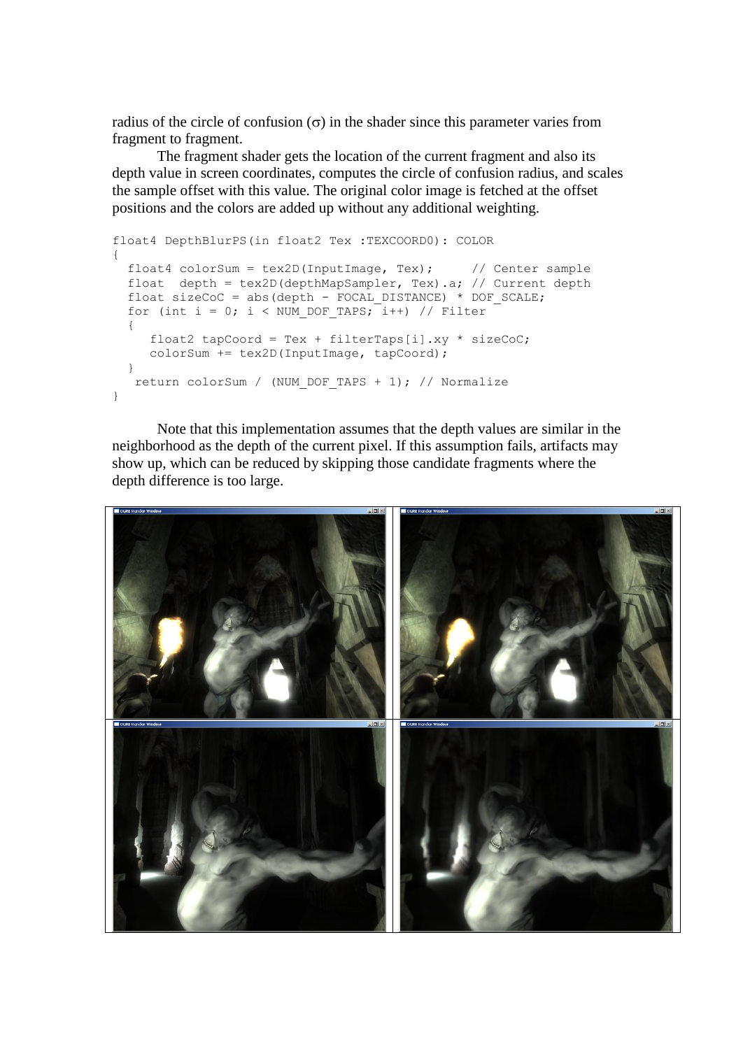radius of the circle of confusion ($\sigma$) in the shader since this parameter varies from fragment to fragment.

The fragment shader gets the location of the current fragment and also its depth value in screen coordinates, computes the circle of confusion radius, and scales the sample offset with this value. The original color image is fetched at the offset positions and the colors are added up without any additional weighting.

```
float4 DepthBlurPS(in float2 Tex :TEXCOORD0): COLOR
{
  float4 colorSum = tex2D(InputImage, Tex);      // Center sample
  float  depth = tex2D(depthMapSampler, Tex).a; // Current depth
  float sizeCoC = abs(depth - FOCAL_DISTANCE) * DOF_SCALE;
  for (int i = 0; i < NUM_DOF_TAPS; i++) // Filter
  {
     float2 tapCoord = Tex + filterTaps[i].xy * sizeCoC;
     colorSum += tex2D(InputImage, tapCoord);
  }
   return colorSum / (NUM_DOF_TAPS + 1); // Normalize
}
```

Note that this implementation assumes that the depth values are similar in the neighborhood as the depth of the current pixel. If this assumption fails, artifacts may show up, which can be reduced by skipping those candidate fragments where the depth difference is too large.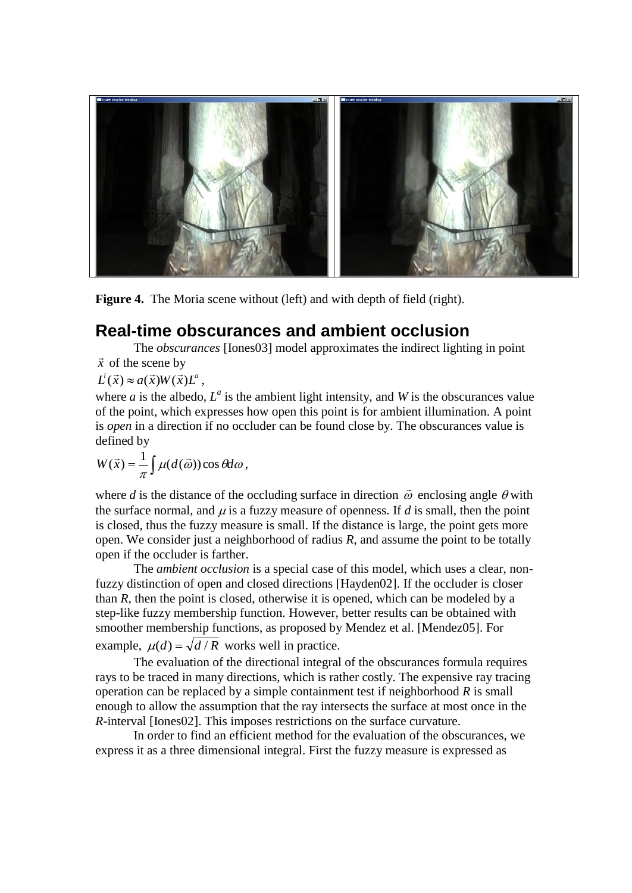**Figure 4.** The Moria scene without (left) and with depth of field (right).

## Real-time obscurances and ambient occlusion

The *obscurances* [Iones03] model approximates the indirect lighting in point $\vec{x}$ of the scene by

$$L^i(\vec{x}) \approx a(\vec{x})W(\vec{x})L^a,$$

where *a* is the albedo, $L^a$ is the ambient light intensity, and *W* is the obscurances value of the point, which expresses how open this point is for ambient illumination. A point is *open* in a direction if no occluder can be found close by. The obscurances value is defined by

$$W(\vec{x}) = \frac{1}{\pi}\int \mu(d(\vec{\omega}))\cos\theta d\omega,$$

where *d* is the distance of the occluding surface in direction $\vec{\omega}$ enclosing angle $\theta$ with the surface normal, and $\mu$ is a fuzzy measure of openness. If *d* is small, then the point is closed, thus the fuzzy measure is small. If the distance is large, the point gets more open. We consider just a neighborhood of radius *R*, and assume the point to be totally open if the occluder is farther.

The *ambient occlusion* is a special case of this model, which uses a clear, non-fuzzy distinction of open and closed directions [Hayden02]. If the occluder is closer than *R*, then the point is closed, otherwise it is opened, which can be modeled by a step-like fuzzy membership function. However, better results can be obtained with smoother membership functions, as proposed by Mendez et al. [Mendez05]. For example, $\mu(d) = \sqrt{d/R}$ works well in practice.

The evaluation of the directional integral of the obscurances formula requires rays to be traced in many directions, which is rather costly. The expensive ray tracing operation can be replaced by a simple containment test if neighborhood *R* is small enough to allow the assumption that the ray intersects the surface at most once in the *R*-interval [Iones02]. This imposes restrictions on the surface curvature.

In order to find an efficient method for the evaluation of the obscurances, we express it as a three dimensional integral. First the fuzzy measure is expressed as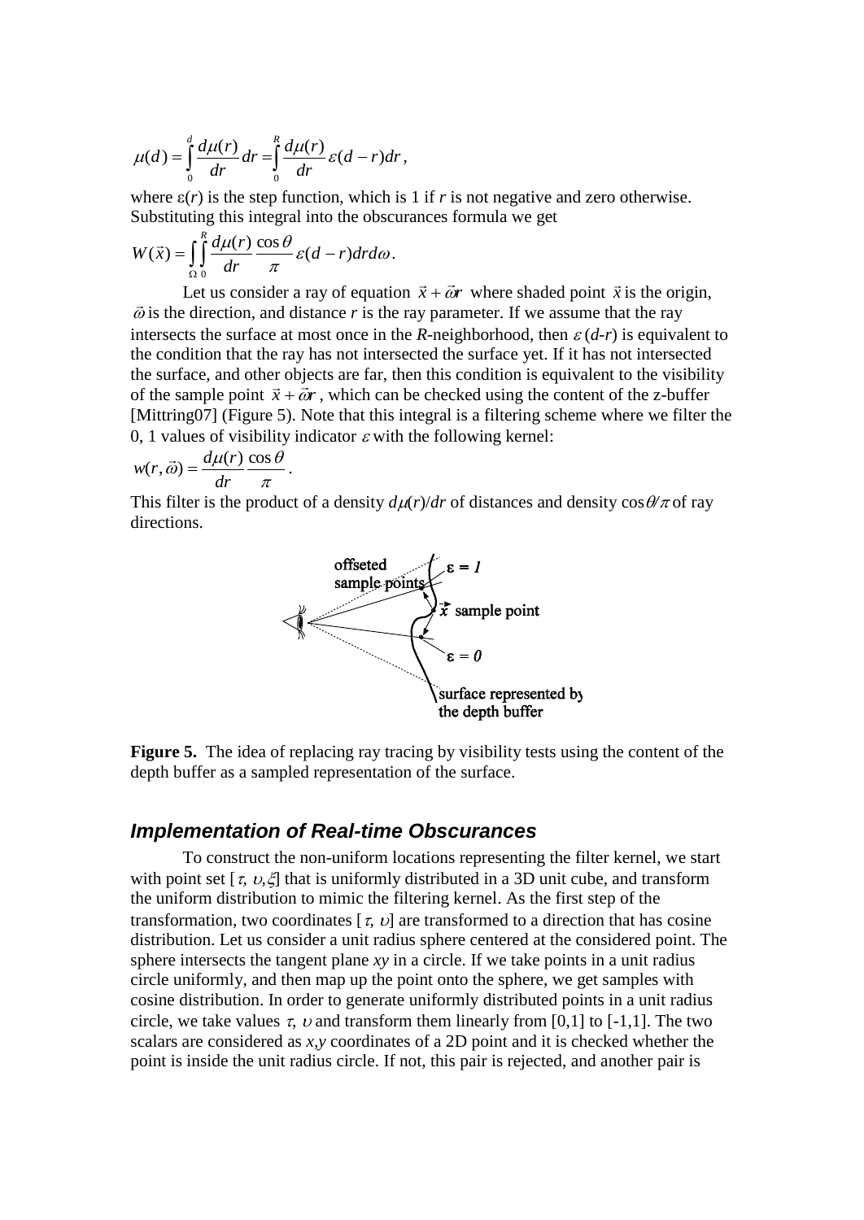$$\mu(d) = \int_0^d \frac{d\mu(r)}{dr} dr = \int_0^R \frac{d\mu(r)}{dr} \varepsilon(d-r) dr,$$

where $\varepsilon(r)$ is the step function, which is 1 if $r$ is not negative and zero otherwise. Substituting this integral into the obscurances formula we get

$$W(\vec{x}) = \int_\Omega \int_0^R \frac{d\mu(r)}{dr} \frac{\cos\theta}{\pi} \varepsilon(d-r) dr d\omega.$$

Let us consider a ray of equation $\vec{x} + \vec{\omega} r$ where shaded point $\vec{x}$ is the origin, $\vec{\omega}$ is the direction, and distance $r$ is the ray parameter. If we assume that the ray intersects the surface at most once in the $R$-neighborhood, then $\varepsilon(d-r)$ is equivalent to the condition that the ray has not intersected the surface yet. If it has not intersected the surface, and other objects are far, then this condition is equivalent to the visibility of the sample point $\vec{x} + \vec{\omega} r$, which can be checked using the content of the z-buffer [Mittring07] (Figure 5). Note that this integral is a filtering scheme where we filter the 0, 1 values of visibility indicator $\varepsilon$ with the following kernel:

$$w(r, \vec{\omega}) = \frac{d\mu(r)}{dr} \frac{\cos\theta}{\pi}.$$

This filter is the product of a density $d\mu(r)/dr$ of distances and density $\cos\theta/\pi$ of ray directions.

offseted sample points — $\varepsilon = 1$ — $\vec{x}$ sample point — $\varepsilon = 0$ — surface represented by the depth buffer

**Figure 5.** The idea of replacing ray tracing by visibility tests using the content of the depth buffer as a sampled representation of the surface.

## *Implementation of Real-time Obscurances*

To construct the non-uniform locations representing the filter kernel, we start with point set $[\tau, \upsilon, \xi]$ that is uniformly distributed in a 3D unit cube, and transform the uniform distribution to mimic the filtering kernel. As the first step of the transformation, two coordinates $[\tau, \upsilon]$ are transformed to a direction that has cosine distribution. Let us consider a unit radius sphere centered at the considered point. The sphere intersects the tangent plane $xy$ in a circle. If we take points in a unit radius circle uniformly, and then map up the point onto the sphere, we get samples with cosine distribution. In order to generate uniformly distributed points in a unit radius circle, we take values $\tau$, $\upsilon$ and transform them linearly from [0,1] to [-1,1]. The two scalars are considered as $x,y$ coordinates of a 2D point and it is checked whether the point is inside the unit radius circle. If not, this pair is rejected, and another pair is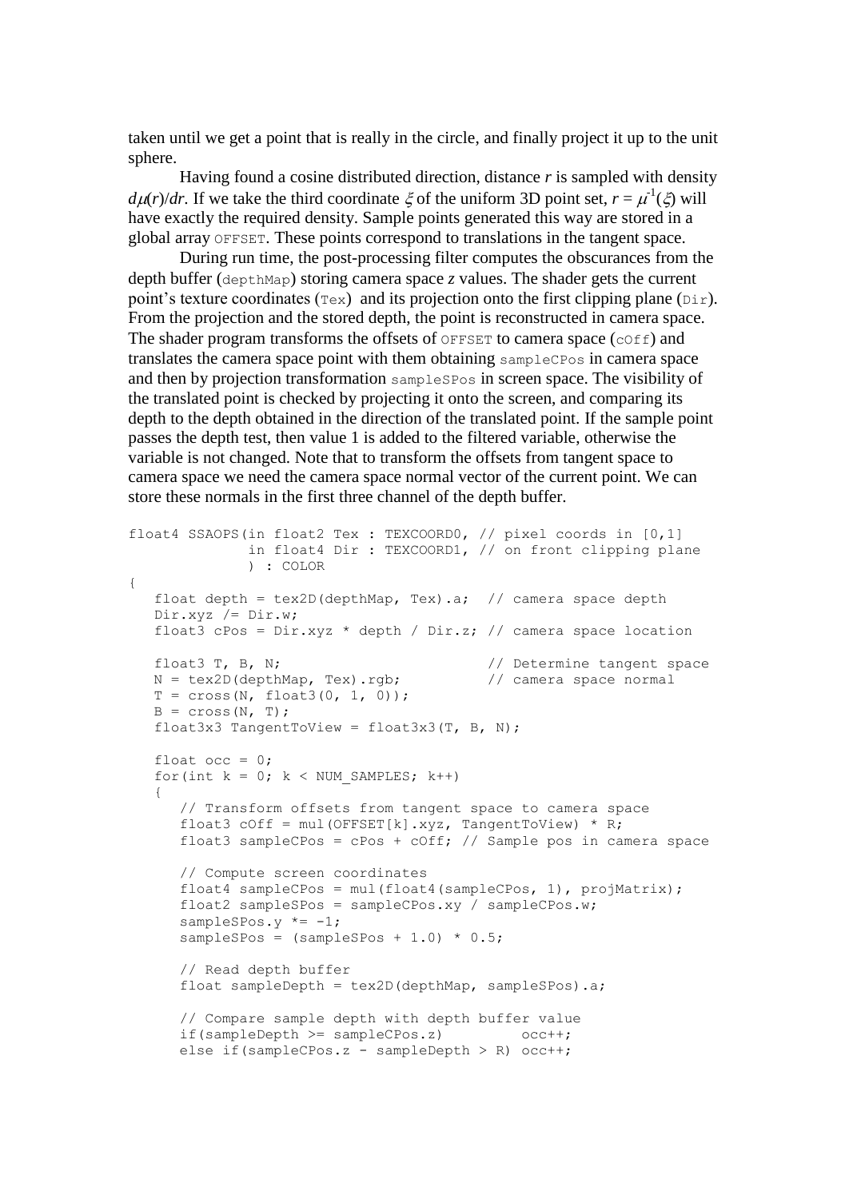taken until we get a point that is really in the circle, and finally project it up to the unit sphere.

Having found a cosine distributed direction, distance $r$ is sampled with density $d\mu(r)/dr$. If we take the third coordinate $\xi$ of the uniform 3D point set, $r = \mu^{-1}(\xi)$ will have exactly the required density. Sample points generated this way are stored in a global array `OFFSET`. These points correspond to translations in the tangent space.

During run time, the post-processing filter computes the obscurances from the depth buffer (`depthMap`) storing camera space $z$ values. The shader gets the current point's texture coordinates (`Tex`) and its projection onto the first clipping plane (`Dir`). From the projection and the stored depth, the point is reconstructed in camera space. The shader program transforms the offsets of `OFFSET` to camera space (`cOff`) and translates the camera space point with them obtaining `sampleCPos` in camera space and then by projection transformation `sampleSPos` in screen space. The visibility of the translated point is checked by projecting it onto the screen, and comparing its depth to the depth obtained in the direction of the translated point. If the sample point passes the depth test, then value 1 is added to the filtered variable, otherwise the variable is not changed. Note that to transform the offsets from tangent space to camera space we need the camera space normal vector of the current point. We can store these normals in the first three channel of the depth buffer.

```
float4 SSAOPS(in float2 Tex : TEXCOORD0, // pixel coords in [0,1]
              in float4 Dir : TEXCOORD1, // on front clipping plane
              ) : COLOR
{
   float depth = tex2D(depthMap, Tex).a;  // camera space depth
   Dir.xyz /= Dir.w;
   float3 cPos = Dir.xyz * depth / Dir.z; // camera space location

   float3 T, B, N;                        // Determine tangent space
   N = tex2D(depthMap, Tex).rgb;          // camera space normal
   T = cross(N, float3(0, 1, 0));
   B = cross(N, T);
   float3x3 TangentToView = float3x3(T, B, N);

   float occ = 0;
   for(int k = 0; k < NUM_SAMPLES; k++)
   {
      // Transform offsets from tangent space to camera space
      float3 cOff = mul(OFFSET[k].xyz, TangentToView) * R;
      float3 sampleCPos = cPos + cOff; // Sample pos in camera space

      // Compute screen coordinates
      float4 sampleCPos = mul(float4(sampleCPos, 1), projMatrix);
      float2 sampleSPos = sampleCPos.xy / sampleCPos.w;
      sampleSPos.y *= -1;
      sampleSPos = (sampleSPos + 1.0) * 0.5;

      // Read depth buffer
      float sampleDepth = tex2D(depthMap, sampleSPos).a;

      // Compare sample depth with depth buffer value
      if(sampleDepth >= sampleCPos.z)         occ++;
      else if(sampleCPos.z - sampleDepth > R) occ++;
```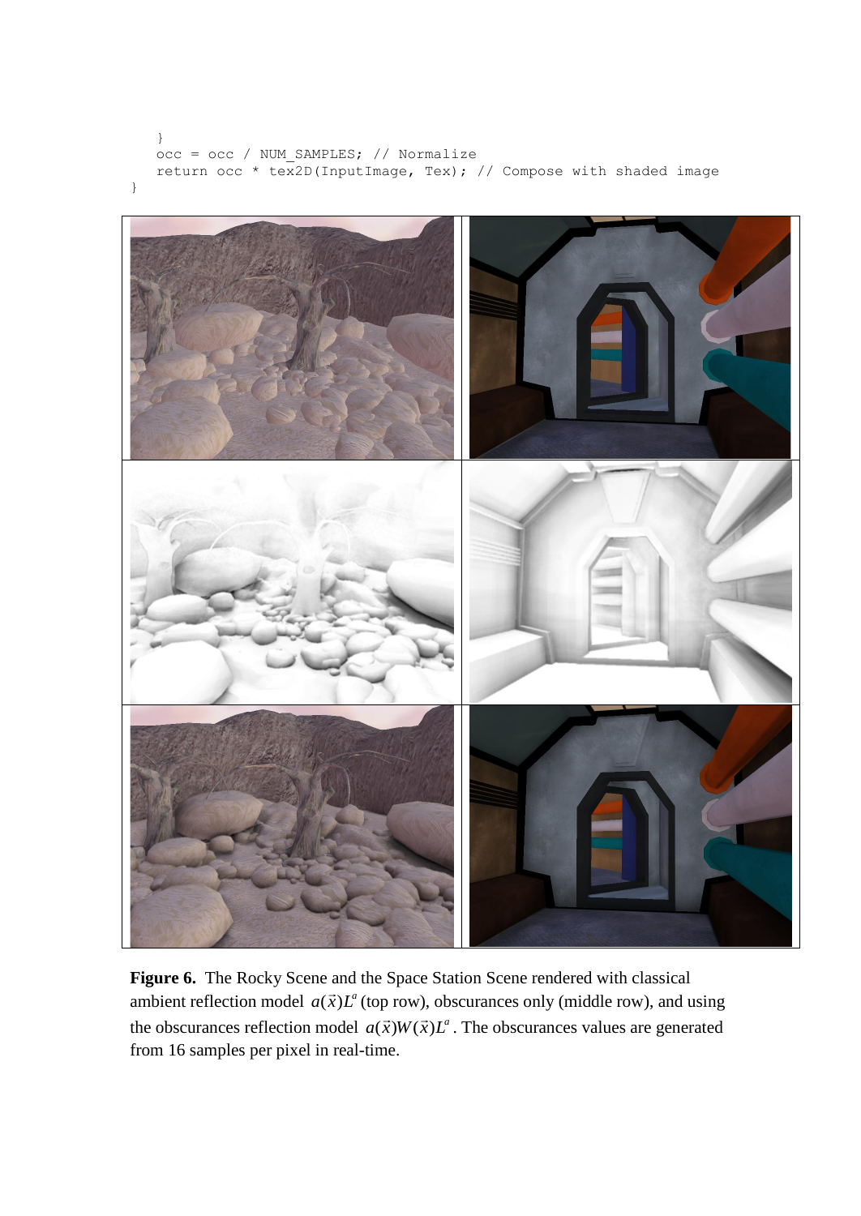```
    }
    occ = occ / NUM_SAMPLES; // Normalize
    return occ * tex2D(InputImage, Tex); // Compose with shaded image
}
```

**Figure 6.** The Rocky Scene and the Space Station Scene rendered with classical ambient reflection model $a(\vec{x})L^a$ (top row), obscurances only (middle row), and using the obscurances reflection model $a(\vec{x})W(\vec{x})L^a$. The obscurances values are generated from 16 samples per pixel in real-time.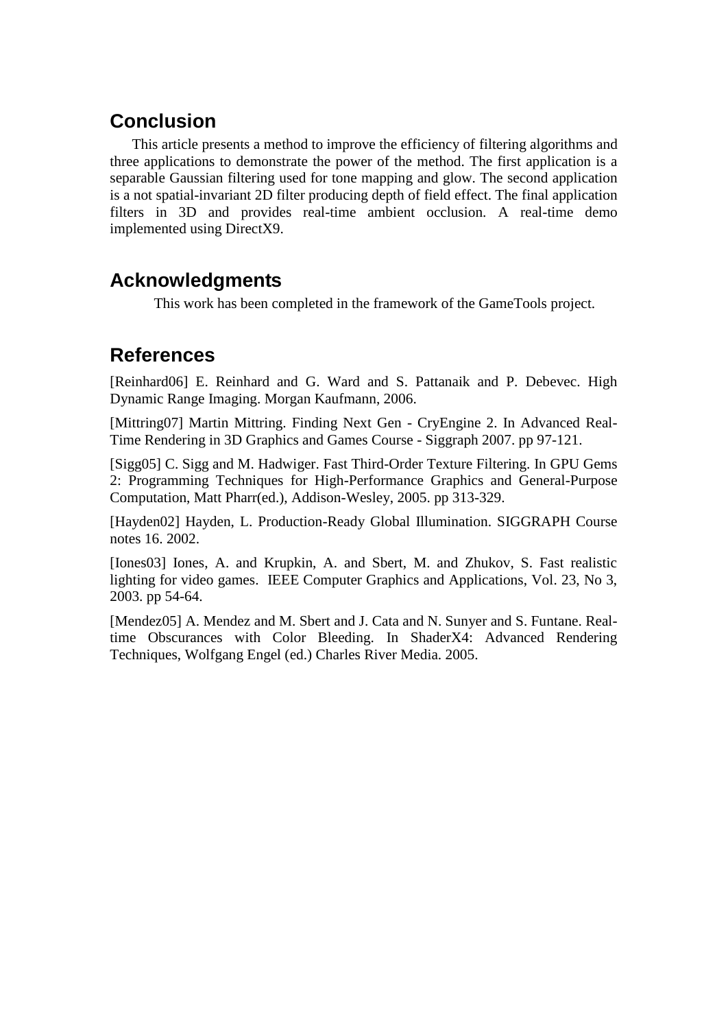## Conclusion

This article presents a method to improve the efficiency of filtering algorithms and three applications to demonstrate the power of the method. The first application is a separable Gaussian filtering used for tone mapping and glow. The second application is a not spatial-invariant 2D filter producing depth of field effect. The final application filters in 3D and provides real-time ambient occlusion. A real-time demo implemented using DirectX9.

## Acknowledgments

This work has been completed in the framework of the GameTools project.

## References

[Reinhard06] E. Reinhard and G. Ward and S. Pattanaik and P. Debevec. High Dynamic Range Imaging. Morgan Kaufmann, 2006.

[Mittring07] Martin Mittring. Finding Next Gen - CryEngine 2. In Advanced Real-Time Rendering in 3D Graphics and Games Course - Siggraph 2007. pp 97-121.

[Sigg05] C. Sigg and M. Hadwiger. Fast Third-Order Texture Filtering. In GPU Gems 2: Programming Techniques for High-Performance Graphics and General-Purpose Computation, Matt Pharr(ed.), Addison-Wesley, 2005. pp 313-329.

[Hayden02] Hayden, L. Production-Ready Global Illumination. SIGGRAPH Course notes 16. 2002.

[Iones03] Iones, A. and Krupkin, A. and Sbert, M. and Zhukov, S. Fast realistic lighting for video games. IEEE Computer Graphics and Applications, Vol. 23, No 3, 2003. pp 54-64.

[Mendez05] A. Mendez and M. Sbert and J. Cata and N. Sunyer and S. Funtane. Real-time Obscurances with Color Bleeding. In ShaderX4: Advanced Rendering Techniques, Wolfgang Engel (ed.) Charles River Media. 2005.